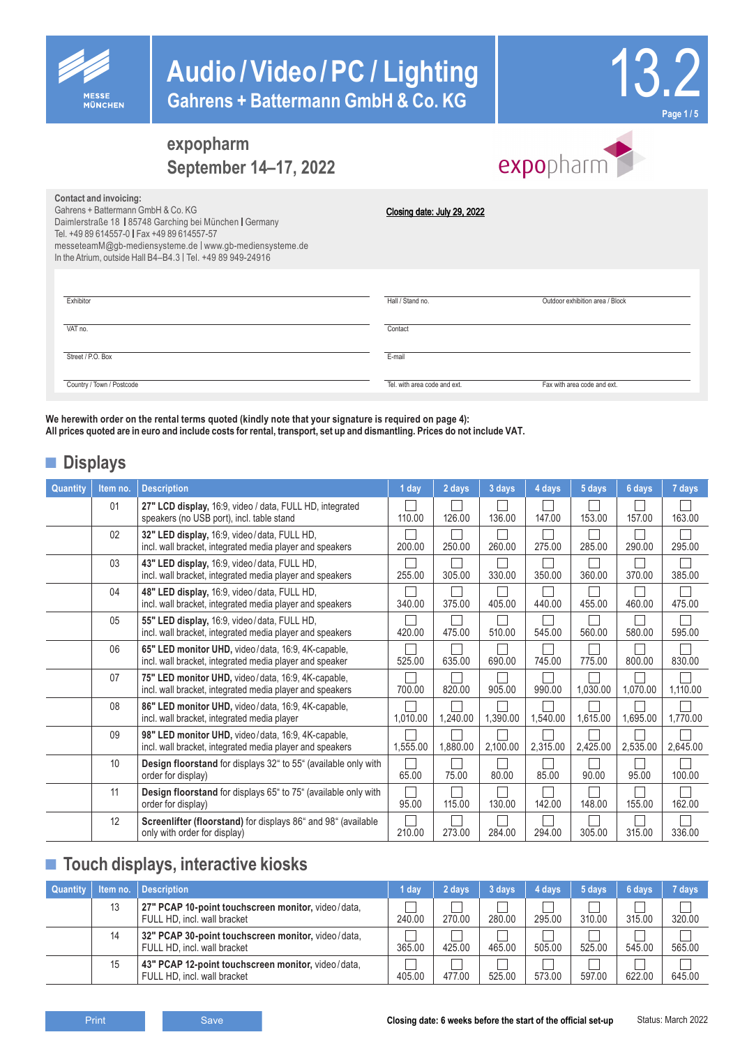MESSE MÜNCHEN

# Audio / Video / PC / Lighting

## Gahrens + Battermann GmbH & Co. KG

13.2

## expopharm
## September 14–17, 2022

expopharm

**Contact and invoicing:**
Gahrens + Battermann GmbH & Co. KG
Daimlerstraße 18 | 85748 Garching bei München | Germany
Tel. +49 89 614557-0 | Fax +49 89 614557-57
messeteamM@gb-mediensysteme.de | www.gb-mediensysteme.de
In the Atrium, outside Hall B4–B4.3 | Tel. +49 89 949-24916

**Closing date: July 29, 2022**

| | | |
|---|---|---|
| Exhibitor | Hall / Stand no. | Outdoor exhibition area / Block |
| VAT no. | Contact | |
| Street / P.O. Box | E-mail | |
| Country / Town / Postcode | Tel. with area code and ext. | Fax with area code and ext. |

**We herewith order on the rental terms quoted (kindly note that your signature is required on page 4):**
**All prices quoted are in euro and include costs for rental, transport, set up and dismantling. Prices do not include VAT.**

## Displays

| Quantity | Item no. | Description | 1 day | 2 days | 3 days | 4 days | 5 days | 6 days | 7 days |
|---|---|---|---|---|---|---|---|---|---|
| | 01 | **27" LCD display,** 16:9, video / data, FULL HD, integrated speakers (no USB port), incl. table stand | ☐ 110.00 | ☐ 126.00 | ☐ 136.00 | ☐ 147.00 | ☐ 153.00 | ☐ 157.00 | ☐ 163.00 |
| | 02 | **32" LED display,** 16:9, video / data, FULL HD, incl. wall bracket, integrated media player and speakers | ☐ 200.00 | ☐ 250.00 | ☐ 260.00 | ☐ 275.00 | ☐ 285.00 | ☐ 290.00 | ☐ 295.00 |
| | 03 | **43" LED display,** 16:9, video / data, FULL HD, incl. wall bracket, integrated media player and speakers | ☐ 255.00 | ☐ 305.00 | ☐ 330.00 | ☐ 350.00 | ☐ 360.00 | ☐ 370.00 | ☐ 385.00 |
| | 04 | **48" LED display,** 16:9, video / data, FULL HD, incl. wall bracket, integrated media player and speakers | ☐ 340.00 | ☐ 375.00 | ☐ 405.00 | ☐ 440.00 | ☐ 455.00 | ☐ 460.00 | ☐ 475.00 |
| | 05 | **55" LED display,** 16:9, video / data, FULL HD, incl. wall bracket, integrated media player and speakers | ☐ 420.00 | ☐ 475.00 | ☐ 510.00 | ☐ 545.00 | ☐ 560.00 | ☐ 580.00 | ☐ 595.00 |
| | 06 | **65" LED monitor UHD,** video / data, 16:9, 4K-capable, incl. wall bracket, integrated media player and speaker | ☐ 525.00 | ☐ 635.00 | ☐ 690.00 | ☐ 745.00 | ☐ 775.00 | ☐ 800.00 | ☐ 830.00 |
| | 07 | **75" LED monitor UHD,** video / data, 16:9, 4K-capable, incl. wall bracket, integrated media player and speakers | ☐ 700.00 | ☐ 820.00 | ☐ 905.00 | ☐ 990.00 | ☐ 1,030.00 | ☐ 1,070.00 | ☐ 1,110.00 |
| | 08 | **86" LED monitor UHD,** video / data, 16:9, 4K-capable, incl. wall bracket, integrated media player | ☐ 1,010.00 | ☐ 1,240.00 | ☐ 1,390.00 | ☐ 1,540.00 | ☐ 1,615.00 | ☐ 1,695.00 | ☐ 1,770.00 |
| | 09 | **98" LED monitor UHD,** video / data, 16:9, 4K-capable, incl. wall bracket, integrated media player and speakers | ☐ 1,555.00 | ☐ 1,880.00 | ☐ 2,100.00 | ☐ 2,315.00 | ☐ 2,425.00 | ☐ 2,535.00 | ☐ 2,645.00 |
| | 10 | **Design floorstand** for displays 32" to 55" (available only with order for display) | ☐ 65.00 | ☐ 75.00 | ☐ 80.00 | ☐ 85.00 | ☐ 90.00 | ☐ 95.00 | ☐ 100.00 |
| | 11 | **Design floorstand** for displays 65" to 75" (available only with order for display) | ☐ 95.00 | ☐ 115.00 | ☐ 130.00 | ☐ 142.00 | ☐ 148.00 | ☐ 155.00 | ☐ 162.00 |
| | 12 | **Screenlifter (floorstand)** for displays 86" and 98" (available only with order for display) | ☐ 210.00 | ☐ 273.00 | ☐ 284.00 | ☐ 294.00 | ☐ 305.00 | ☐ 315.00 | ☐ 336.00 |

## Touch displays, interactive kiosks

| Quantity | Item no. | Description | 1 day | 2 days | 3 days | 4 days | 5 days | 6 days | 7 days |
|---|---|---|---|---|---|---|---|---|---|
| | 13 | **27" PCAP 10-point touchscreen monitor,** video / data, FULL HD, incl. wall bracket | ☐ 240.00 | ☐ 270.00 | ☐ 280.00 | ☐ 295.00 | ☐ 310.00 | ☐ 315.00 | ☐ 320.00 |
| | 14 | **32" PCAP 30-point touchscreen monitor,** video / data, FULL HD, incl. wall bracket | ☐ 365.00 | ☐ 425.00 | ☐ 465.00 | ☐ 505.00 | ☐ 525.00 | ☐ 545.00 | ☐ 565.00 |
| | 15 | **43" PCAP 12-point touchscreen monitor,** video / data, FULL HD, incl. wall bracket | ☐ 405.00 | ☐ 477.00 | ☐ 525.00 | ☐ 573.00 | ☐ 597.00 | ☐ 622.00 | ☐ 645.00 |

Print | Save

**Closing date: 6 weeks before the start of the official set-up**

Status: March 2022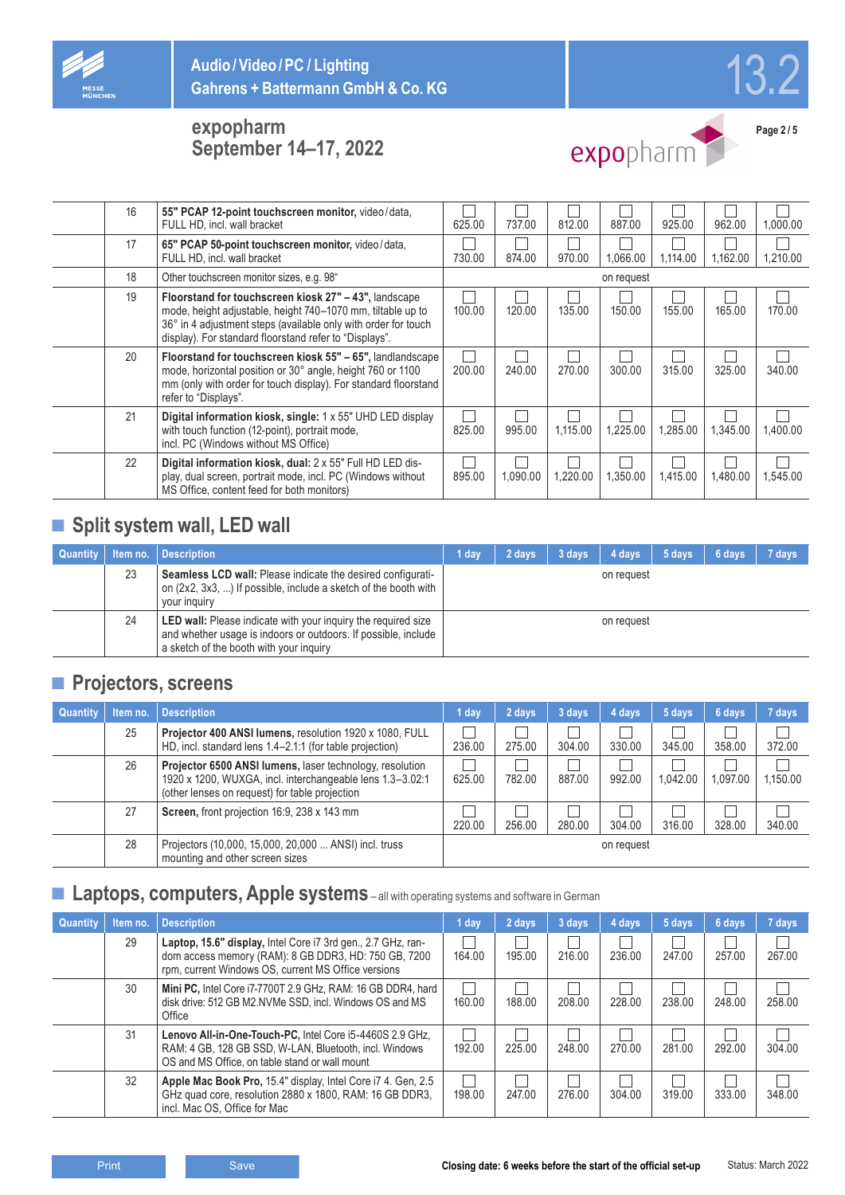Audio / Video / PC / Lighting
Gahrens + Battermann GmbH & Co. KG

13.2

## expopharm
## September 14–17, 2022

| Quantity | Item no. | Description | 1 day | 2 days | 3 days | 4 days | 5 days | 6 days | 7 days |
|---|---|---|---|---|---|---|---|---|---|
| | 16 | **55" PCAP 12-point touchscreen monitor,** video / data, FULL HD, incl. wall bracket | 625.00 | 737.00 | 812.00 | 887.00 | 925.00 | 962.00 | 1,000.00 |
| | 17 | **65" PCAP 50-point touchscreen monitor,** video / data, FULL HD, incl. wall bracket | 730.00 | 874.00 | 970.00 | 1,066.00 | 1,114.00 | 1,162.00 | 1,210.00 |
| | 18 | Other touchscreen monitor sizes, e.g. 98" | on request | | | | | | |
| | 19 | **Floorstand for touchscreen kiosk 27" – 43",** landscape mode, height adjustable, height 740–1070 mm, tiltable up to 36° in 4 adjustment steps (available only with order for touch display). For standard floorstand refer to "Displays". | 100.00 | 120.00 | 135.00 | 150.00 | 155.00 | 165.00 | 170.00 |
| | 20 | **Floorstand for touchscreen kiosk 55" – 65",** landlandscape mode, horizontal position or 30° angle, height 760 or 1100 mm (only with order for touch display). For standard floorstand refer to "Displays". | 200.00 | 240.00 | 270.00 | 300.00 | 315.00 | 325.00 | 340.00 |
| | 21 | **Digital information kiosk, single:** 1 x 55" UHD LED display with touch function (12-point), portrait mode, incl. PC (Windows without MS Office) | 825.00 | 995.00 | 1,115.00 | 1,225.00 | 1,285.00 | 1,345.00 | 1,400.00 |
| | 22 | **Digital information kiosk, dual:** 2 x 55" Full HD LED display, dual screen, portrait mode, incl. PC (Windows without MS Office, content feed for both monitors) | 895.00 | 1,090.00 | 1,220.00 | 1,350.00 | 1,415.00 | 1,480.00 | 1,545.00 |

## Split system wall, LED wall

| Quantity | Item no. | Description | 1 day | 2 days | 3 days | 4 days | 5 days | 6 days | 7 days |
|---|---|---|---|---|---|---|---|---|---|
| | 23 | **Seamless LCD wall:** Please indicate the desired configuration (2x2, 3x3, ...) If possible, include a sketch of the booth with your inquiry | on request | | | | | | |
| | 24 | **LED wall:** Please indicate with your inquiry the required size and whether usage is indoors or outdoors. If possible, include a sketch of the booth with your inquiry | on request | | | | | | |

## Projectors, screens

| Quantity | Item no. | Description | 1 day | 2 days | 3 days | 4 days | 5 days | 6 days | 7 days |
|---|---|---|---|---|---|---|---|---|---|
| | 25 | **Projector 400 ANSI lumens,** resolution 1920 x 1080, FULL HD, incl. standard lens 1.4–2.1:1 (for table projection) | 236.00 | 275.00 | 304.00 | 330.00 | 345.00 | 358.00 | 372.00 |
| | 26 | **Projector 6500 ANSI lumens,** laser technology, resolution 1920 x 1200, WUXGA, incl. interchangeable lens 1.3–3.02:1 (other lenses on request) for table projection | 625.00 | 782.00 | 887.00 | 992.00 | 1,042.00 | 1,097.00 | 1,150.00 |
| | 27 | **Screen,** front projection 16:9, 238 x 143 mm | 220.00 | 256.00 | 280.00 | 304.00 | 316.00 | 328.00 | 340.00 |
| | 28 | Projectors (10,000, 15,000, 20,000 ... ANSI) incl. truss mounting and other screen sizes | on request | | | | | | |

## Laptops, computers, Apple systems – all with operating systems and software in German

| Quantity | Item no. | Description | 1 day | 2 days | 3 days | 4 days | 5 days | 6 days | 7 days |
|---|---|---|---|---|---|---|---|---|---|
| | 29 | **Laptop, 15.6" display,** Intel Core i7 3rd gen., 2.7 GHz, random access memory (RAM): 8 GB DDR3, HD: 750 GB, 7200 rpm, current Windows OS, current MS Office versions | 164.00 | 195.00 | 216.00 | 236.00 | 247.00 | 257.00 | 267.00 |
| | 30 | **Mini PC,** Intel Core i7-7700T 2.9 GHz, RAM: 16 GB DDR4, hard disk drive: 512 GB M2.NVMe SSD, incl. Windows OS and MS Office | 160.00 | 188.00 | 208.00 | 228.00 | 238.00 | 248.00 | 258.00 |
| | 31 | **Lenovo All-in-One-Touch-PC,** Intel Core i5-4460S 2.9 GHz, RAM: 4 GB, 128 GB SSD, W-LAN, Bluetooth, incl. Windows OS and MS Office, on table stand or wall mount | 192.00 | 225.00 | 248.00 | 270.00 | 281.00 | 292.00 | 304.00 |
| | 32 | **Apple Mac Book Pro,** 15.4" display, Intel Core i7 4. Gen, 2.5 GHz quad core, resolution 2880 x 1800, RAM: 16 GB DDR3, incl. Mac OS, Office for Mac | 198.00 | 247.00 | 276.00 | 304.00 | 319.00 | 333.00 | 348.00 |

Print | Save

**Closing date: 6 weeks before the start of the official set-up**

Status: March 2022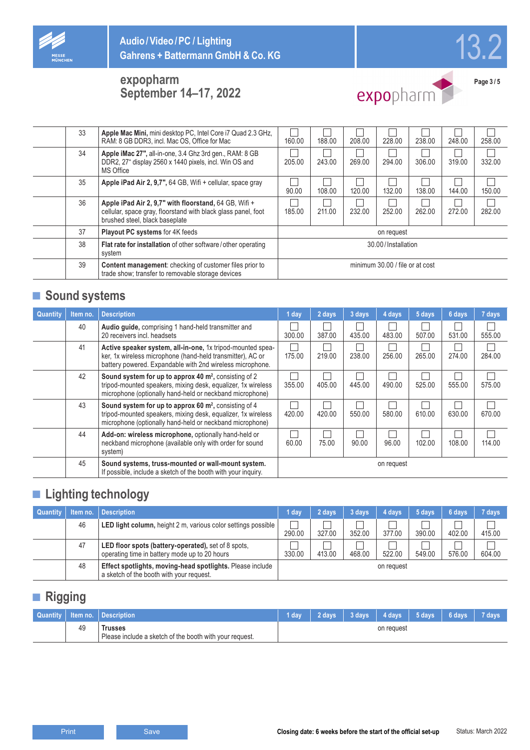| Quantity | Item no. | Description | 1 day | 2 days | 3 days | 4 days | 5 days | 6 days | 7 days |
|---|---|---|---|---|---|---|---|---|---|
| | 33 | **Apple Mac Mini,** mini desktop PC, Intel Core i7 Quad 2.3 GHz, RAM: 8 GB DDR3, incl. Mac OS, Office for Mac | 160.00 | 188.00 | 208.00 | 228.00 | 238.00 | 248.00 | 258.00 |
| | 34 | **Apple iMac 27",** all-in-one, 3.4 Ghz 3rd gen., RAM: 8 GB DDR2, 27" display 2560 x 1440 pixels, incl. Win OS and MS Office | 205.00 | 243.00 | 269.00 | 294.00 | 306.00 | 319.00 | 332.00 |
| | 35 | **Apple iPad Air 2, 9,7",** 64 GB, Wifi + cellular, space gray | 90.00 | 108.00 | 120.00 | 132.00 | 138.00 | 144.00 | 150.00 |
| | 36 | **Apple iPad Air 2, 9,7" with floorstand,** 64 GB, Wifi + cellular, space gray, floorstand with black glass panel, foot brushed steel, black baseplate | 185.00 | 211.00 | 232.00 | 252.00 | 262.00 | 272.00 | 282.00 |
| | 37 | **Playout PC systems** for 4K feeds | on request | | | | | | |
| | 38 | **Flat rate for installation** of other software / other operating system | 30.00 / Installation | | | | | | |
| | 39 | **Content management**: checking of customer files prior to trade show; transfer to removable storage devices | minimum 30.00 / file or at cost | | | | | | |

## Sound systems

| Quantity | Item no. | Description | 1 day | 2 days | 3 days | 4 days | 5 days | 6 days | 7 days |
|---|---|---|---|---|---|---|---|---|---|
| | 40 | **Audio guide,** comprising 1 hand-held transmitter and 20 receivers incl. headsets | 300.00 | 387.00 | 435.00 | 483.00 | 507.00 | 531.00 | 555.00 |
| | 41 | **Active speaker system, all-in-one,** 1x tripod-mounted speaker, 1x wireless microphone (hand-held transmitter), AC or battery powered. Expandable with 2nd wireless microphone. | 175.00 | 219.00 | 238.00 | 256.00 | 265.00 | 274.00 | 284.00 |
| | 42 | **Sound system for up to approx 40 m², consisting of 2** tripod-mounted speakers, mixing desk, equalizer, 1x wireless microphone (optionally hand-held or neckband microphone) | 355.00 | 405.00 | 445.00 | 490.00 | 525.00 | 555.00 | 575.00 |
| | 43 | **Sound system for up to approx 60 m²,** consisting of 4 tripod-mounted speakers, mixing desk, equalizer, 1x wireless microphone (optionally hand-held or neckband microphone) | 420.00 | 420.00 | 550.00 | 580.00 | 610.00 | 630.00 | 670.00 |
| | 44 | **Add-on: wireless microphone,** optionally hand-held or neckband microphone (available only with order for sound system) | 60.00 | 75.00 | 90.00 | 96.00 | 102.00 | 108.00 | 114.00 |
| | 45 | **Sound systems, truss-mounted or wall-mount system.** If possible, include a sketch of the booth with your inquiry. | on request | | | | | | |

## Lighting technology

| Quantity | Item no. | Description | 1 day | 2 days | 3 days | 4 days | 5 days | 6 days | 7 days |
|---|---|---|---|---|---|---|---|---|---|
| | 46 | **LED light column,** height 2 m, various color settings possible | 290.00 | 327.00 | 352.00 | 377.00 | 390.00 | 402.00 | 415.00 |
| | 47 | **LED floor spots (battery-operated),** set of 8 spots, operating time in battery mode up to 20 hours | 330.00 | 413.00 | 468.00 | 522.00 | 549.00 | 576.00 | 604.00 |
| | 48 | **Effect spotlights, moving-head spotlights.** Please include a sketch of the booth with your request. | on request | | | | | | |

## Rigging

| Quantity | Item no. | Description | 1 day | 2 days | 3 days | 4 days | 5 days | 6 days | 7 days |
|---|---|---|---|---|---|---|---|---|---|
| | 49 | **Trusses** Please include a sketch of the booth with your request. | on request | | | | | | |

Print | Save

**Closing date: 6 weeks before the start of the official set-up** Status: March 2022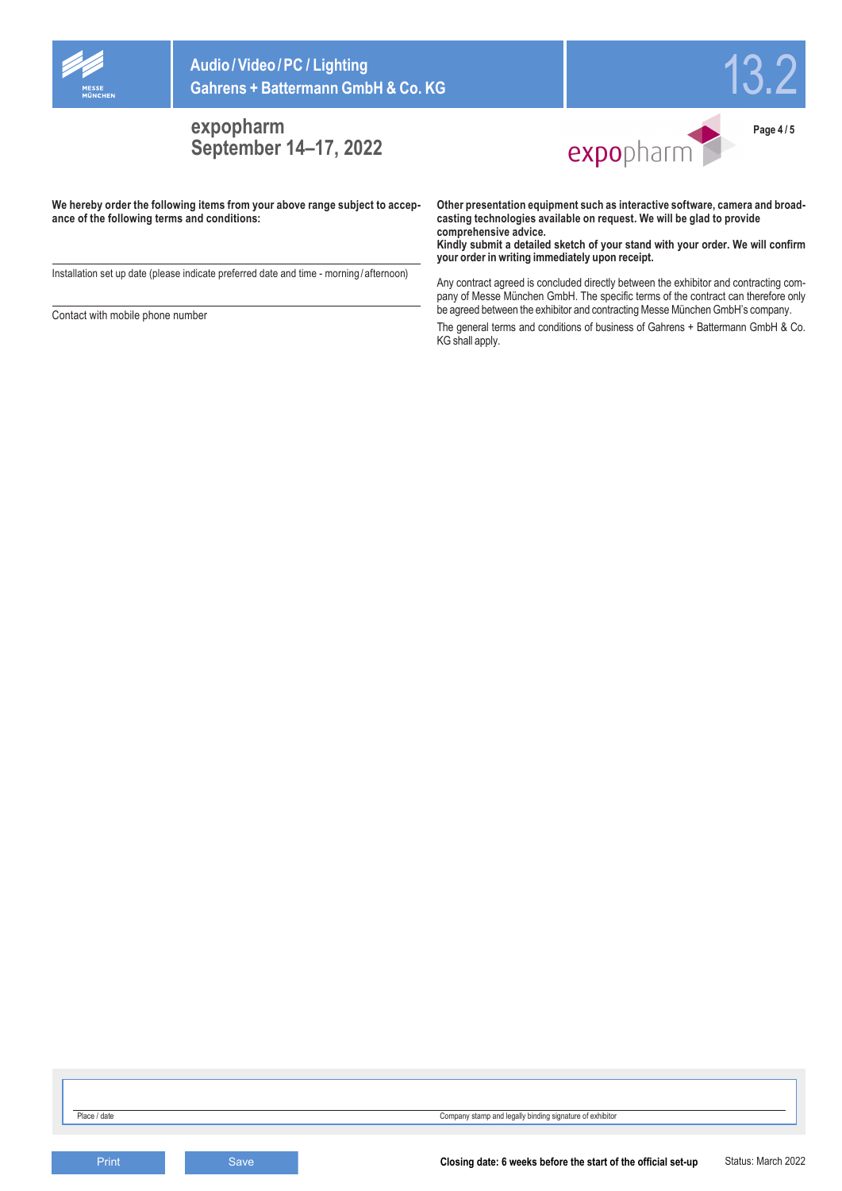# Audio / Video / PC / Lighting
# Gahrens + Battermann GmbH & Co. KG

## expopharm
## September 14–17, 2022

**We hereby order the following items from your above range subject to acceptance of the following terms and conditions:**

Installation set up date (please indicate preferred date and time - morning / afternoon)

Contact with mobile phone number

**Other presentation equipment such as interactive software, camera and broadcasting technologies available on request. We will be glad to provide comprehensive advice.**
**Kindly submit a detailed sketch of your stand with your order. We will confirm your order in writing immediately upon receipt.**

Any contract agreed is concluded directly between the exhibitor and contracting company of Messe München GmbH. The specific terms of the contract can therefore only be agreed between the exhibitor and contracting Messe München GmbH's company.

The general terms and conditions of business of Gahrens + Battermann GmbH & Co. KG shall apply.

Place / date

Company stamp and legally binding signature of exhibitor

**Closing date: 6 weeks before the start of the official set-up**

Status: March 2022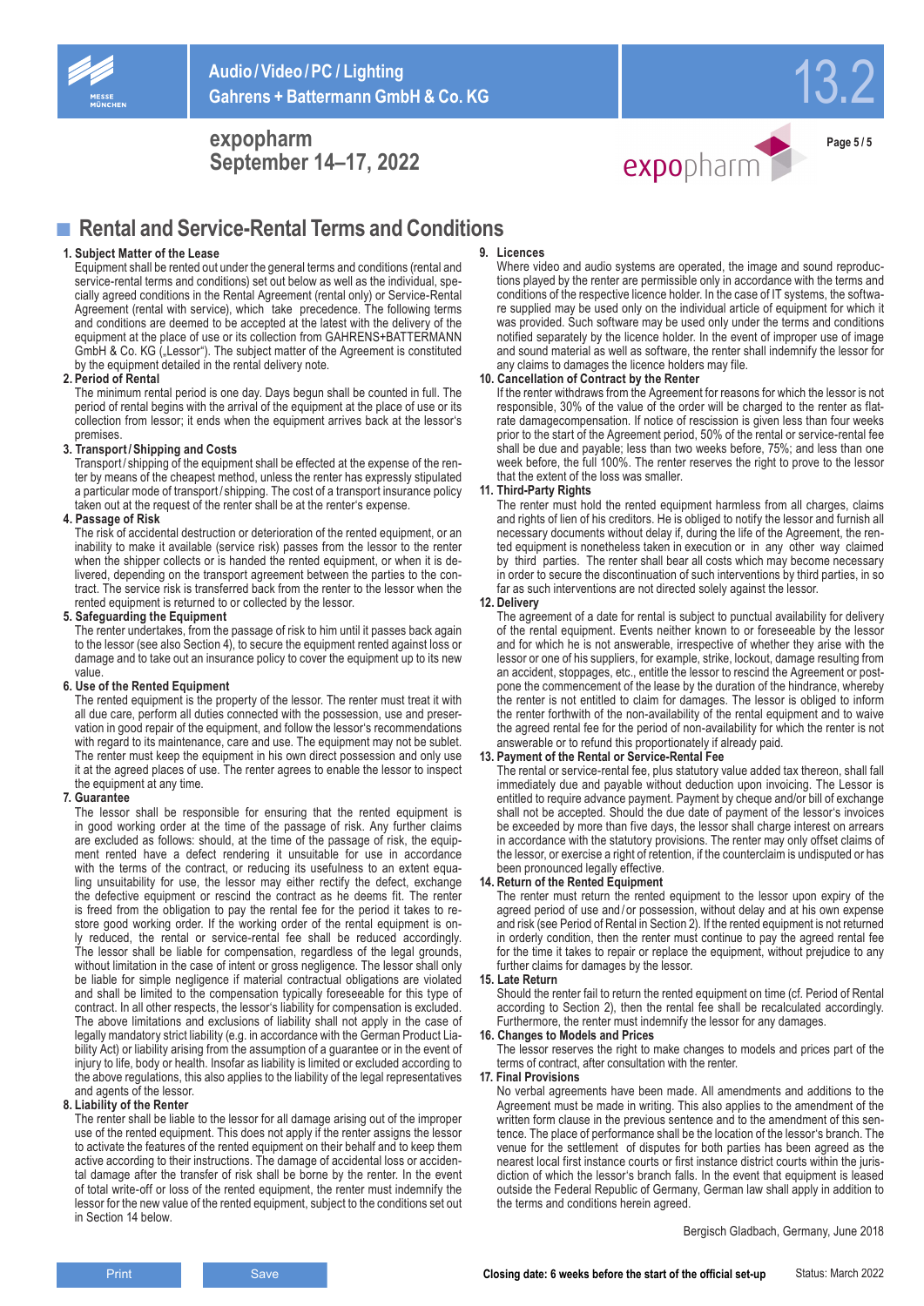# Rental and Service-Rental Terms and Conditions

**1. Subject Matter of the Lease**

Equipment shall be rented out under the general terms and conditions (rental and service-rental terms and conditions) set out below as well as the individual, specially agreed conditions in the Rental Agreement (rental only) or Service-Rental Agreement (rental with service), which take precedence. The following terms and conditions are deemed to be accepted at the latest with the delivery of the equipment at the place of use or its collection from GAHRENS+BATTERMANN GmbH & Co. KG („Lessor"). The subject matter of the Agreement is constituted by the equipment detailed in the rental delivery note.

**2. Period of Rental**

The minimum rental period is one day. Days begun shall be counted in full. The period of rental begins with the arrival of the equipment at the place of use or its collection from lessor; it ends when the equipment arrives back at the lessor's premises.

**3. Transport / Shipping and Costs**

Transport / shipping of the equipment shall be effected at the expense of the renter by means of the cheapest method, unless the renter has expressly stipulated a particular mode of transport / shipping. The cost of a transport insurance policy taken out at the request of the renter shall be at the renter's expense.

**4. Passage of Risk**

The risk of accidental destruction or deterioration of the rented equipment, or an inability to make it available (service risk) passes from the lessor to the renter when the shipper collects or is handed the rented equipment, or when it is delivered, depending on the transport agreement between the parties to the contract. The service risk is transferred back from the renter to the lessor when the rented equipment is returned to or collected by the lessor.

**5. Safeguarding the Equipment**

The renter undertakes, from the passage of risk to him until it passes back again to the lessor (see also Section 4), to secure the equipment rented against loss or damage and to take out an insurance policy to cover the equipment up to its new value.

**6. Use of the Rented Equipment**

The rented equipment is the property of the lessor. The renter must treat it with all due care, perform all duties connected with the possession, use and preservation in good repair of the equipment, and follow the lessor's recommendations with regard to its maintenance, care and use. The equipment may not be sublet. The renter must keep the equipment in his own direct possession and only use it at the agreed places of use. The renter agrees to enable the lessor to inspect the equipment at any time.

**7. Guarantee**

The lessor shall be responsible for ensuring that the rented equipment is in good working order at the time of the passage of risk. Any further claims are excluded as follows: should, at the time of the passage of risk, the equipment rented have a defect rendering it unsuitable for use in accordance with the terms of the contract, or reducing its usefulness to an extent equaling unsuitability for use, the lessor may either rectify the defect, exchange the defective equipment or rescind the contract as he deems fit. The renter is freed from the obligation to pay the rental fee for the period it takes to restore good working order. If the working order of the rental equipment is only reduced, the rental or service-rental fee shall be reduced accordingly. The lessor shall be liable for compensation, regardless of the legal grounds, without limitation in the case of intent or gross negligence. The lessor shall only be liable for simple negligence if material contractual obligations are violated and shall be limited to the compensation typically foreseeable for this type of contract. In all other respects, the lessor's liability for compensation is excluded. The above limitations and exclusions of liability shall not apply in the case of legally mandatory strict liability (e.g. in accordance with the German Product Liability Act) or liability arising from the assumption of a guarantee or in the event of injury to life, body or health. Insofar as liability is limited or excluded according to the above regulations, this also applies to the liability of the legal representatives and agents of the lessor.

**8. Liability of the Renter**

The renter shall be liable to the lessor for all damage arising out of the improper use of the rented equipment. This does not apply if the renter assigns the lessor to activate the features of the rented equipment on their behalf and to keep them active according to their instructions. The damage of accidental loss or accidental damage after the transfer of risk shall be borne by the renter. In the event of total write-off or loss of the rented equipment, the renter must indemnify the lessor for the new value of the rented equipment, subject to the conditions set out in Section 14 below.

**9. Licences**

Where video and audio systems are operated, the image and sound reproductions played by the renter are permissible only in accordance with the terms and conditions of the respective licence holder. In the case of IT systems, the software supplied may be used only on the individual article of equipment for which it was provided. Such software may be used only under the terms and conditions notified separately by the licence holder. In the event of improper use of image and sound material as well as software, the renter shall indemnify the lessor for any claims to damages the licence holders may file.

**10. Cancellation of Contract by the Renter**

If the renter withdraws from the Agreement for reasons for which the lessor is not responsible, 30% of the value of the order will be charged to the renter as flat-rate damagecompensation. If notice of rescission is given less than four weeks prior to the start of the Agreement period, 50% of the rental or service-rental fee shall be due and payable; less than two weeks before, 75%; and less than one week before, the full 100%. The renter reserves the right to prove to the lessor that the extent of the loss was smaller.

**11. Third-Party Rights**

The renter must hold the rented equipment harmless from all charges, claims and rights of lien of his creditors. He is obliged to notify the lessor and furnish all necessary documents without delay if, during the life of the Agreement, the rented equipment is nonetheless taken in execution or in any other way claimed by third parties. The renter shall bear all costs which may become necessary in order to secure the discontinuation of such interventions by third parties, in so far as such interventions are not directed solely against the lessor.

**12. Delivery**

The agreement of a date for rental is subject to punctual availability for delivery of the rental equipment. Events neither known to or foreseeable by the lessor and for which he is not answerable, irrespective of whether they arise with the lessor or one of his suppliers, for example, strike, lockout, damage resulting from an accident, stoppages, etc., entitle the lessor to rescind the Agreement or postpone the commencement of the lease by the duration of the hindrance, whereby the renter is not entitled to claim for damages. The lessor is obliged to inform the renter forthwith of the non-availability of the rental equipment and to waive the agreed rental fee for the period of non-availability for which the renter is not answerable or to refund this proportionately if already paid.

**13. Payment of the Rental or Service-Rental Fee**

The rental or service-rental fee, plus statutory value added tax thereon, shall fall immediately due and payable without deduction upon invoicing. The Lessor is entitled to require advance payment. Payment by cheque and/or bill of exchange shall not be accepted. Should the due date of payment of the lessor's invoices be exceeded by more than five days, the lessor shall charge interest on arrears in accordance with the statutory provisions. The renter may only offset claims of the lessor, or exercise a right of retention, if the counterclaim is undisputed or has been pronounced legally effective.

**14. Return of the Rented Equipment**

The renter must return the rented equipment to the lessor upon expiry of the agreed period of use and / or possession, without delay and at his own expense and risk (see Period of Rental in Section 2). If the rented equipment is not returned in orderly condition, then the renter must continue to pay the agreed rental fee for the time it takes to repair or replace the equipment, without prejudice to any further claims for damages by the lessor.

**15. Late Return**

Should the renter fail to return the rented equipment on time (cf. Period of Rental according to Section 2), then the rental fee shall be recalculated accordingly. Furthermore, the renter must indemnify the lessor for any damages.

**16. Changes to Models and Prices**

The lessor reserves the right to make changes to models and prices part of the terms of contract, after consultation with the renter.

**17. Final Provisions**

No verbal agreements have been made. All amendments and additions to the Agreement must be made in writing. This also applies to the amendment of the written form clause in the previous sentence and to the amendment of this sentence. The place of performance shall be the location of the lessor's branch. The venue for the settlement of disputes for both parties has been agreed as the nearest local first instance courts or first instance district courts within the jurisdiction of which the lessor's branch falls. In the event that equipment is leased outside the Federal Republic of Germany, German law shall apply in addition to the terms and conditions herein agreed.

Bergisch Gladbach, Germany, June 2018

**Closing date: 6 weeks before the start of the official set-up**